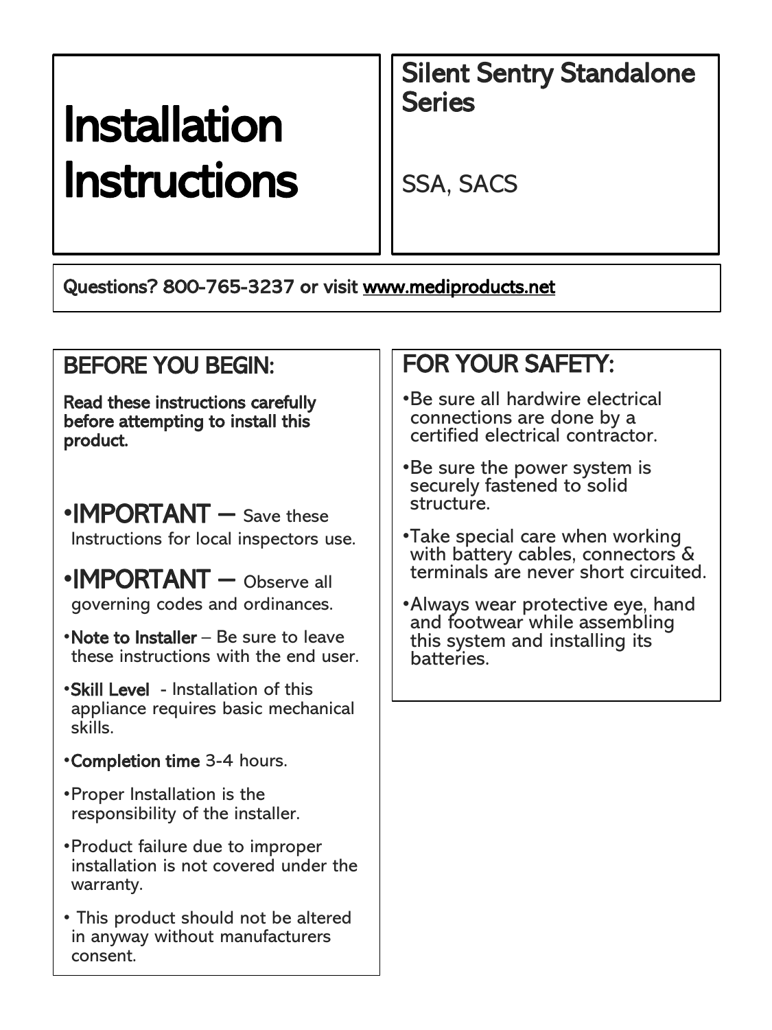# Installation Instructions

## Silent Sentry Standalone Series

SSA, SACS

**Questions? 800-765-3237 or visit [www.mediproducts.net](http://www.mediproducts.net)**

## BEFORE YOU BEGIN:

**Read these instructions carefully before attempting to install this product.**

- **IMPORTANT** – Save these Instructions for local inspectors use.
- **IMPORTANT** – Observe all governing codes and ordinances.
- **Note to Installer** – Be sure to leave these instructions with the end user.
- **Skill Level** - Installation of this appliance requires basic mechanical skills.
- **Completion time** 3-4 hours.
- Proper Installation is the responsibility of the installer.
- Product failure due to improper installation is not covered under the warranty.
- This product should not be altered in anyway without manufacturers consent.

## FOR YOUR SAFETY:

- Be sure all hardwire electrical connections are done by a certified electrical contractor.
- Be sure the power system is securely fastened to solid structure.
- Take special care when working with battery cables, connectors & terminals are never short circuited.
- Always wear protective eye, hand and footwear while assembling this system and installing its batteries.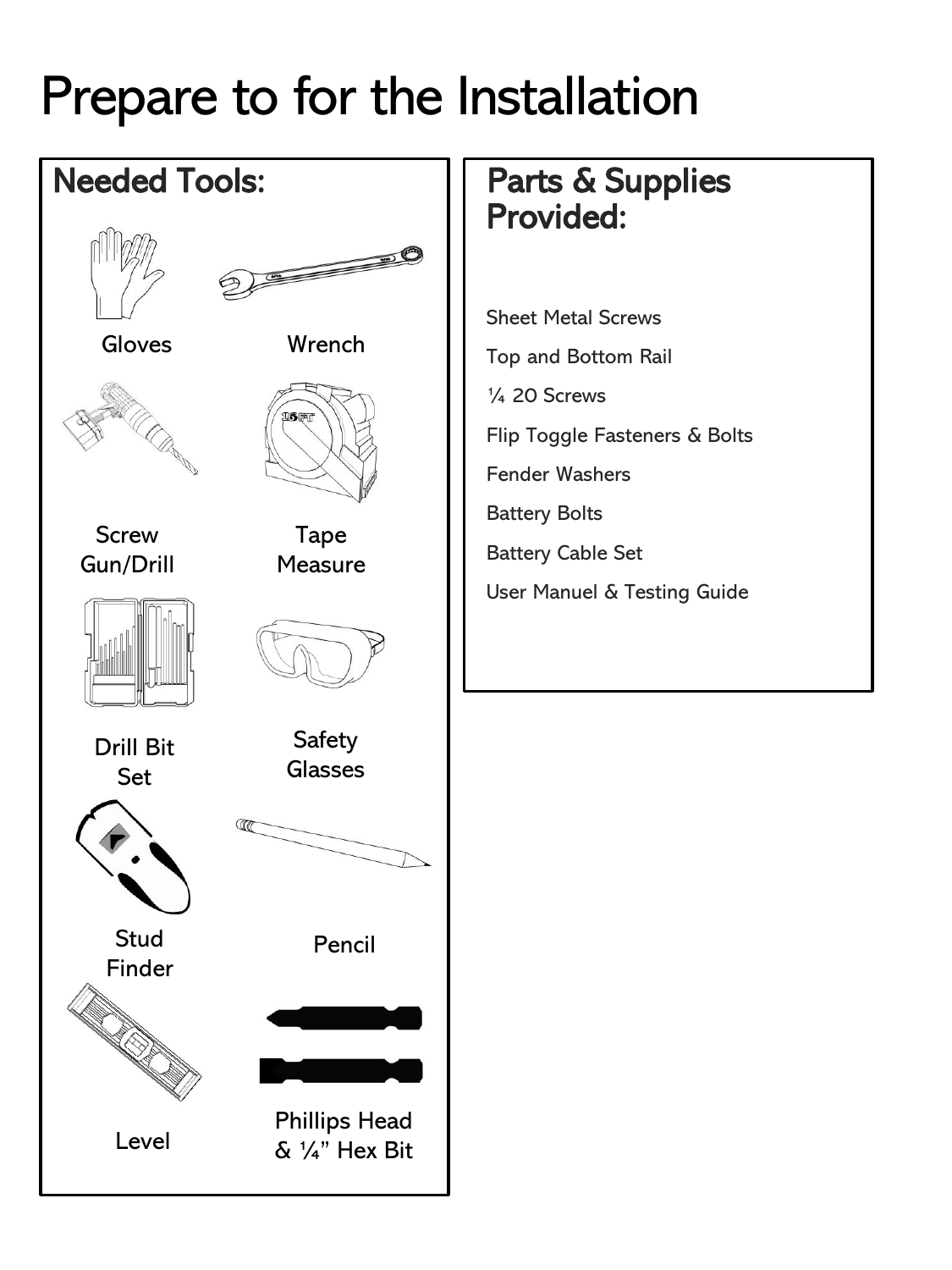# Prepare to for the Installation

## Needed Tools:

- Gloves
- Wrench
- Screw Gun/Drill
- Tape Measure
- Drill Bit Set
- Safety Glasses
- Stud Finder
- Pencil
- Level
- Phillips Head & ¼" Hex Bit

## Parts & Supplies Provided:

- Sheet Metal Screws
- Top and Bottom Rail
- ¼ 20 Screws
- Flip Toggle Fasteners & Bolts
- Fender Washers
- Battery Bolts
- Battery Cable Set
- User Manuel & Testing Guide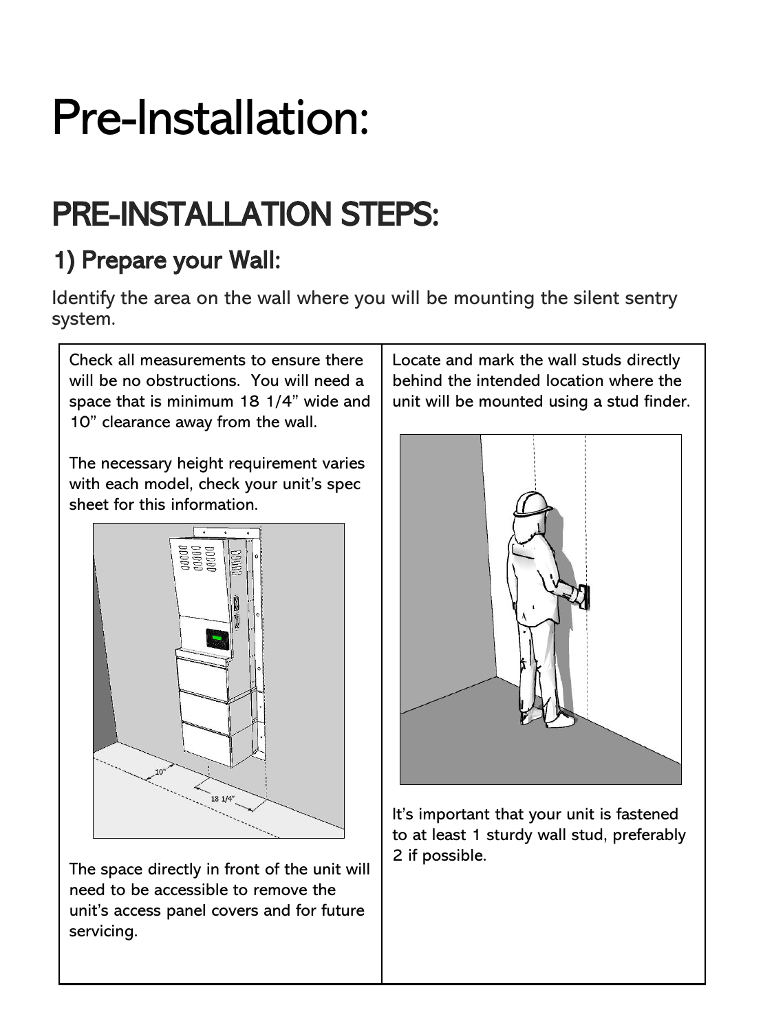# Pre-Installation:

## PRE-INSTALLATION STEPS:

### 1) Prepare your Wall:

Identify the area on the wall where you will be mounting the silent sentry system.

Check all measurements to ensure there will be no obstructions. You will need a space that is minimum 18 1/4" wide and 10" clearance away from the wall.

The necessary height requirement varies with each model, check your unit's spec sheet for this information.

The space directly in front of the unit will need to be accessible to remove the unit's access panel covers and for future servicing.

Locate and mark the wall studs directly behind the intended location where the unit will be mounted using a stud finder.

It's important that your unit is fastened to at least 1 sturdy wall stud, preferably 2 if possible.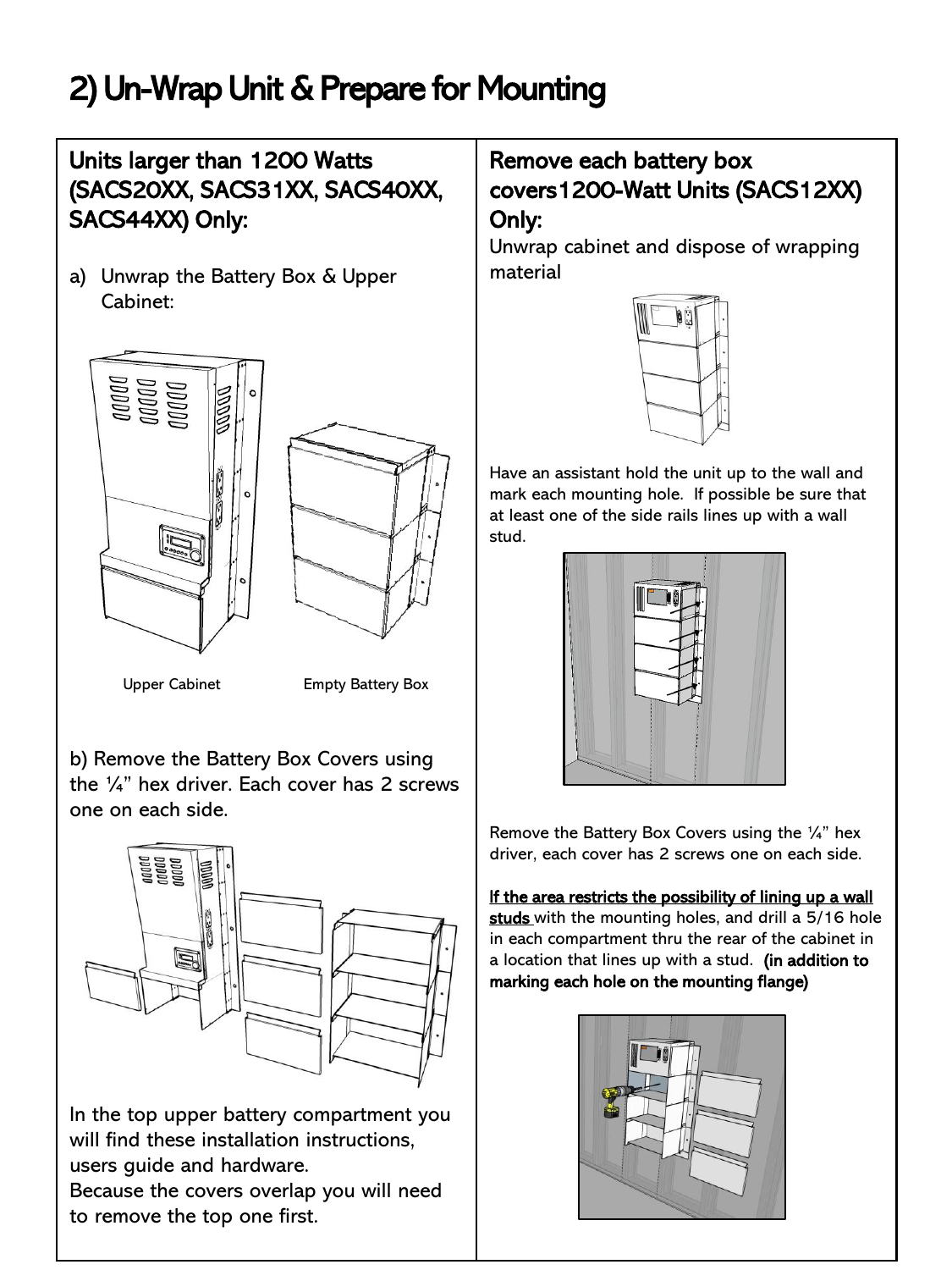# 2) Un-Wrap Unit & Prepare for Mounting

**Units larger than 1200 Watts (SACS20XX, SACS31XX, SACS40XX, SACS44XX) Only:**

a) Unwrap the Battery Box & Upper Cabinet:

Upper Cabinet Empty Battery Box

b) Remove the Battery Box Covers using the ¼" hex driver. Each cover has 2 screws one on each side.

In the top upper battery compartment you will find these installation instructions, users guide and hardware.
Because the covers overlap you will need to remove the top one first.

**Remove each battery box covers1200-Watt Units (SACS12XX) Only:**

Unwrap cabinet and dispose of wrapping material

Have an assistant hold the unit up to the wall and mark each mounting hole. If possible be sure that at least one of the side rails lines up with a wall stud.

Remove the Battery Box Covers using the ¼" hex driver, each cover has 2 screws one on each side.

**If the area restricts the possibility of lining up a wall studs** with the mounting holes, and drill a 5/16 hole in each compartment thru the rear of the cabinet in a location that lines up with a stud. **(in addition to marking each hole on the mounting flange)**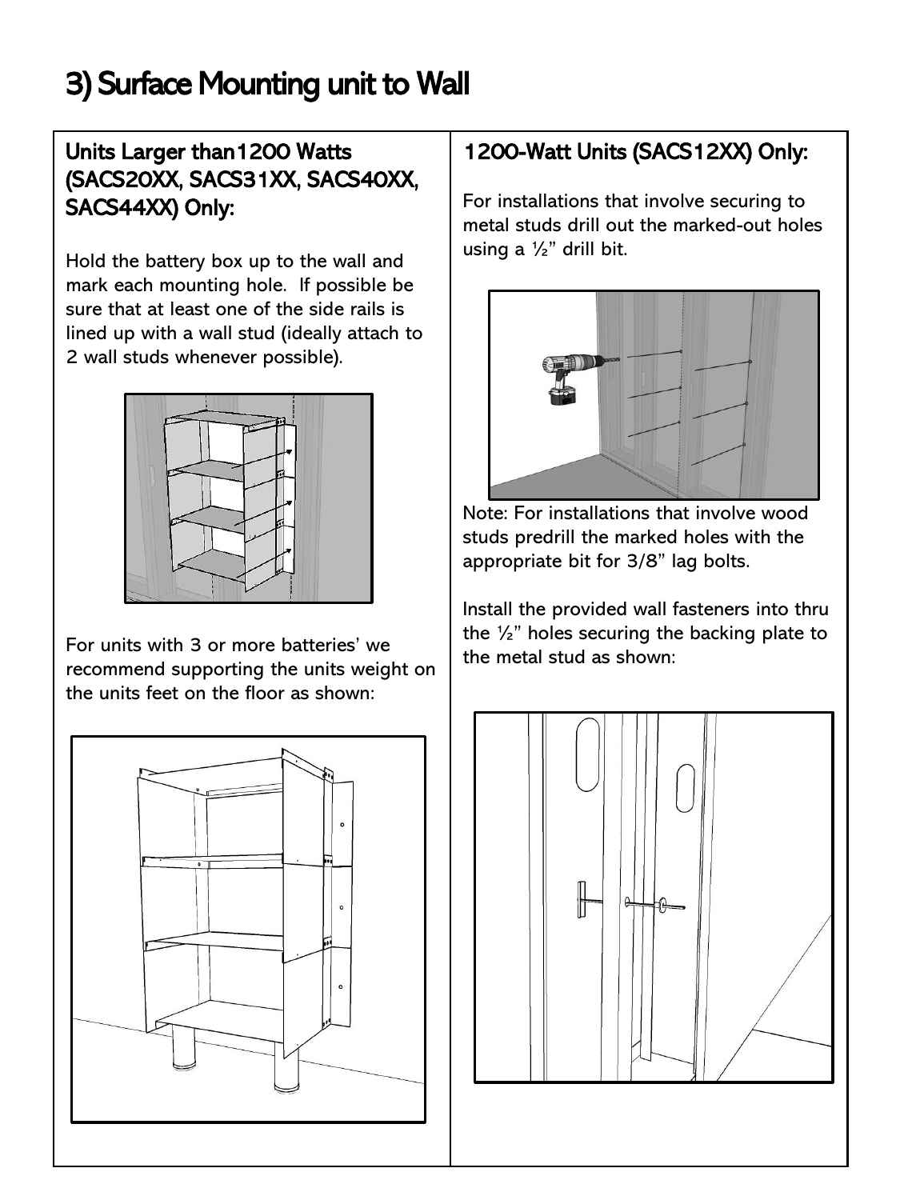# 3) Surface Mounting unit to Wall

## Units Larger than1200 Watts (SACS20XX, SACS31XX, SACS40XX, SACS44XX) Only:

Hold the battery box up to the wall and mark each mounting hole. If possible be sure that at least one of the side rails is lined up with a wall stud (ideally attach to 2 wall studs whenever possible).

For units with 3 or more batteries' we recommend supporting the units weight on the units feet on the floor as shown:

## 1200-Watt Units (SACS12XX) Only:

For installations that involve securing to metal studs drill out the marked-out holes using a ½" drill bit.

Note: For installations that involve wood studs predrill the marked holes with the appropriate bit for 3/8" lag bolts.

Install the provided wall fasteners into thru the ½" holes securing the backing plate to the metal stud as shown: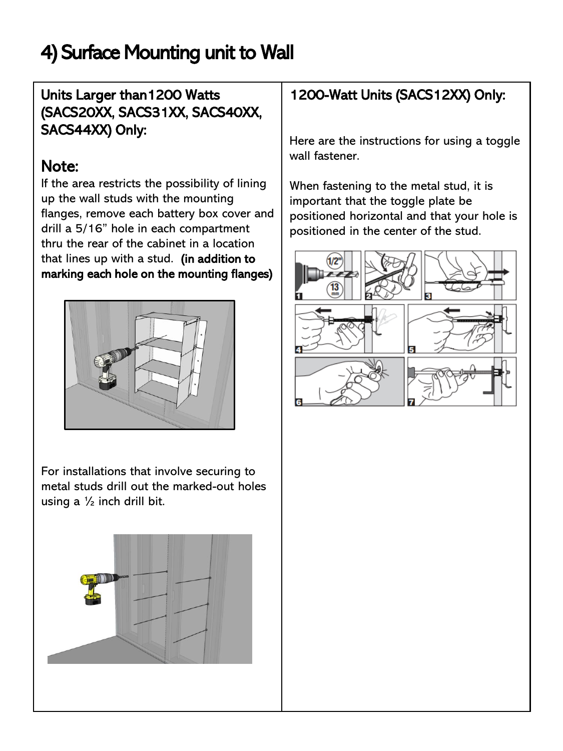# 4) Surface Mounting unit to Wall

## Units Larger than1200 Watts (SACS20XX, SACS31XX, SACS40XX, SACS44XX) Only:

## Note:

If the area restricts the possibility of lining up the wall studs with the mounting flanges, remove each battery box cover and drill a 5/16" hole in each compartment thru the rear of the cabinet in a location that lines up with a stud. **(in addition to marking each hole on the mounting flanges)**

For installations that involve securing to metal studs drill out the marked-out holes using a ½ inch drill bit.

## 1200-Watt Units (SACS12XX) Only:

Here are the instructions for using a toggle wall fastener.

When fastening to the metal stud, it is important that the toggle plate be positioned horizontal and that your hole is positioned in the center of the stud.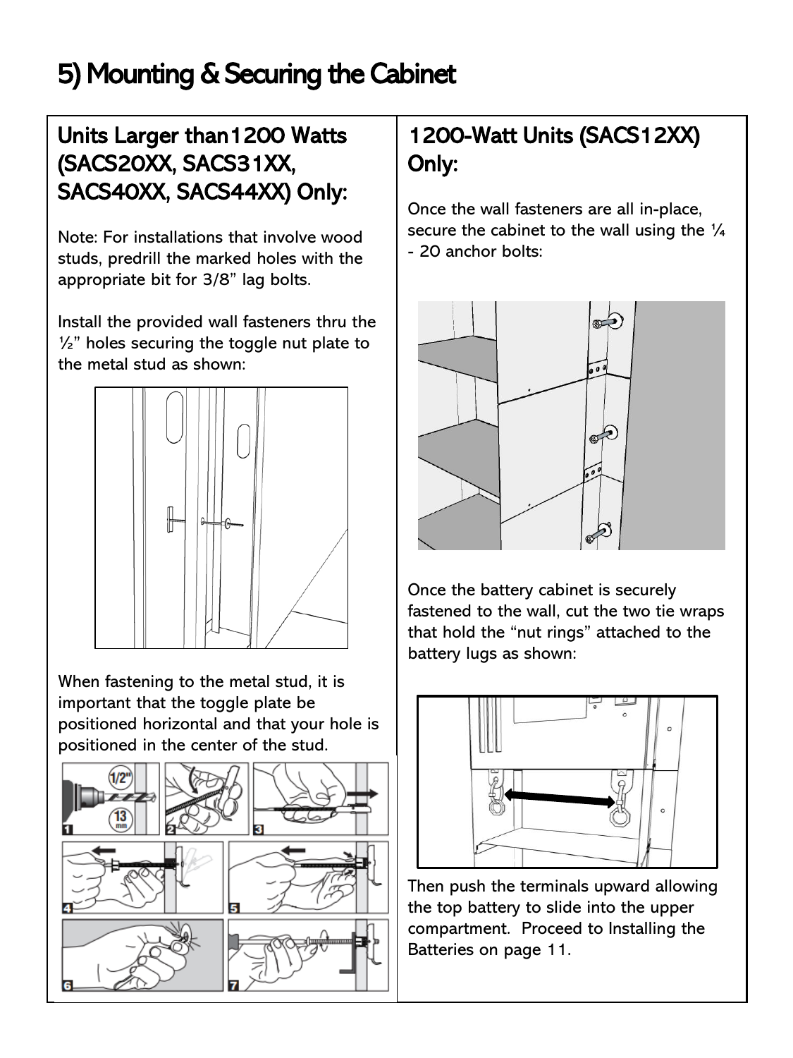# 5) Mounting & Securing the Cabinet

## Units Larger than1200 Watts (SACS20XX, SACS31XX, SACS40XX, SACS44XX) Only:

Note: For installations that involve wood studs, predrill the marked holes with the appropriate bit for 3/8" lag bolts.

Install the provided wall fasteners thru the ½" holes securing the toggle nut plate to the metal stud as shown:

When fastening to the metal stud, it is important that the toggle plate be positioned horizontal and that your hole is positioned in the center of the stud.

## 1200-Watt Units (SACS12XX) Only:

Once the wall fasteners are all in-place, secure the cabinet to the wall using the ¼ - 20 anchor bolts:

Once the battery cabinet is securely fastened to the wall, cut the two tie wraps that hold the "nut rings" attached to the battery lugs as shown:

Then push the terminals upward allowing the top battery to slide into the upper compartment. Proceed to Installing the Batteries on page 11.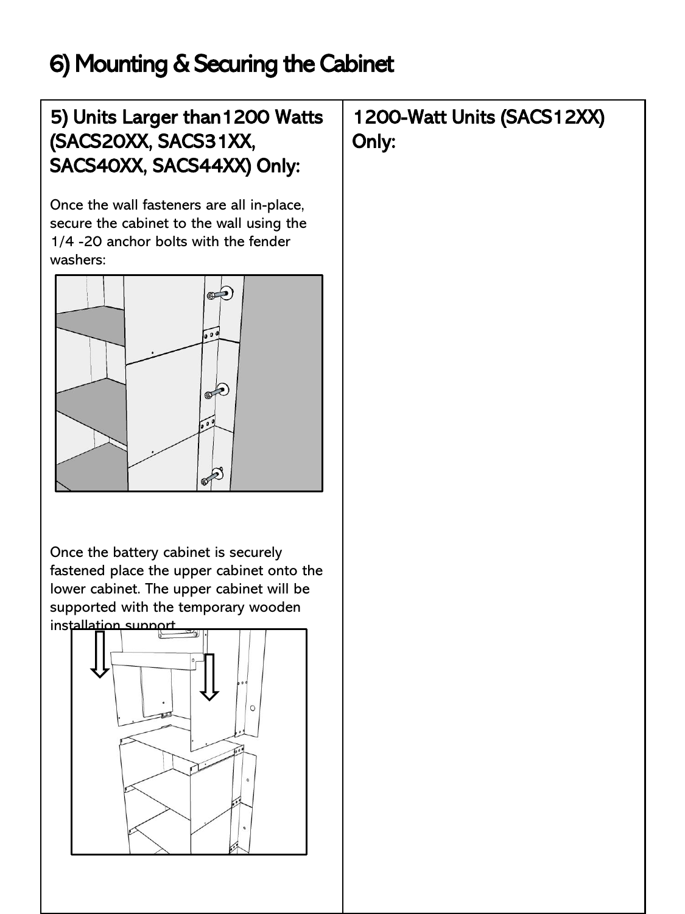# 6) Mounting & Securing the Cabinet

## 5) Units Larger than1200 Watts (SACS20XX, SACS31XX, SACS40XX, SACS44XX) Only:

Once the wall fasteners are all in-place, secure the cabinet to the wall using the 1/4 -20 anchor bolts with the fender washers:

Once the battery cabinet is securely fastened place the upper cabinet onto the lower cabinet. The upper cabinet will be supported with the temporary wooden installation support.

## 1200-Watt Units (SACS12XX) Only: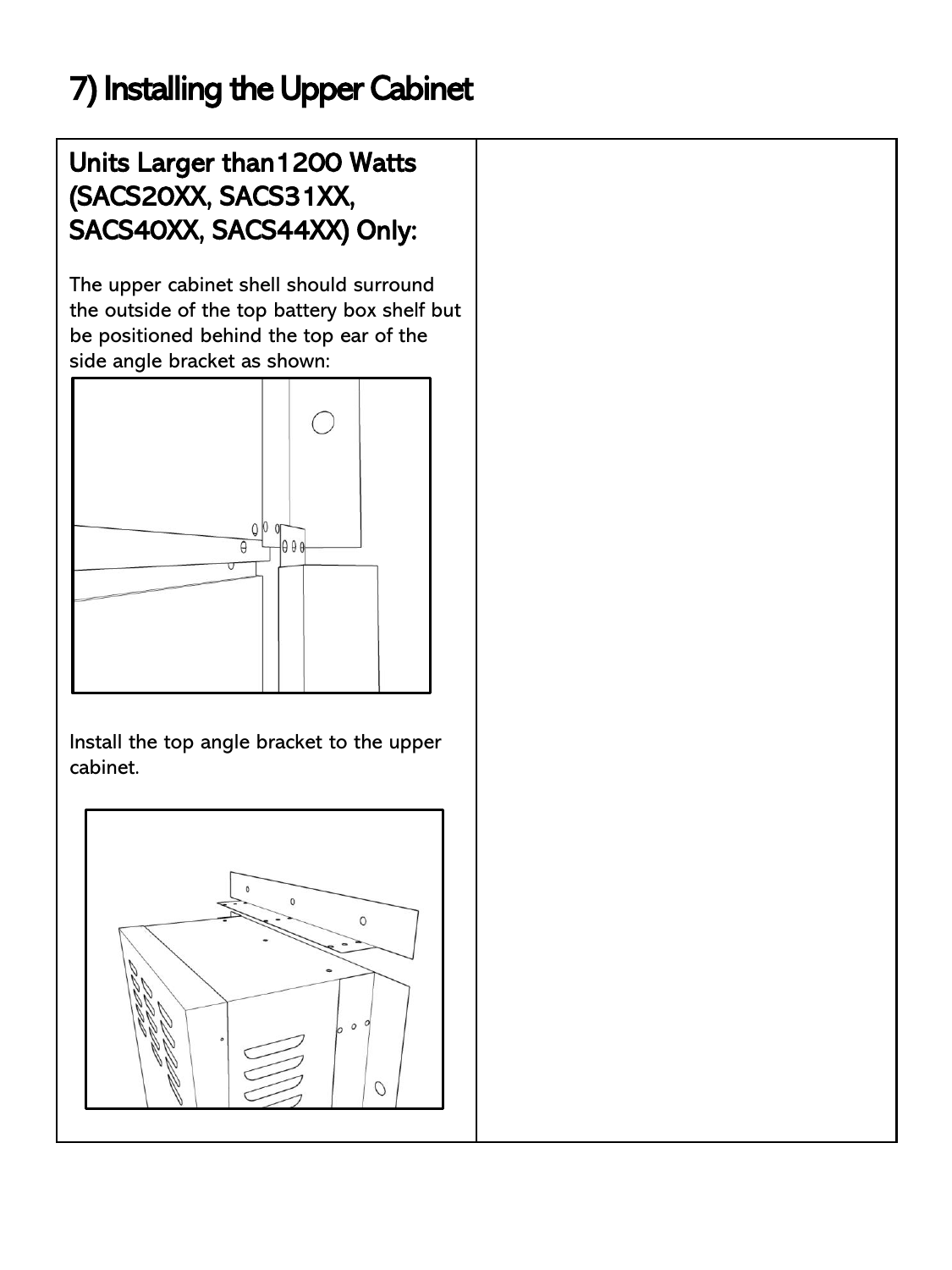# 7) Installing the Upper Cabinet

## Units Larger than1200 Watts (SACS20XX, SACS31XX, SACS40XX, SACS44XX) Only:

The upper cabinet shell should surround the outside of the top battery box shelf but be positioned behind the top ear of the side angle bracket as shown:

Install the top angle bracket to the upper cabinet.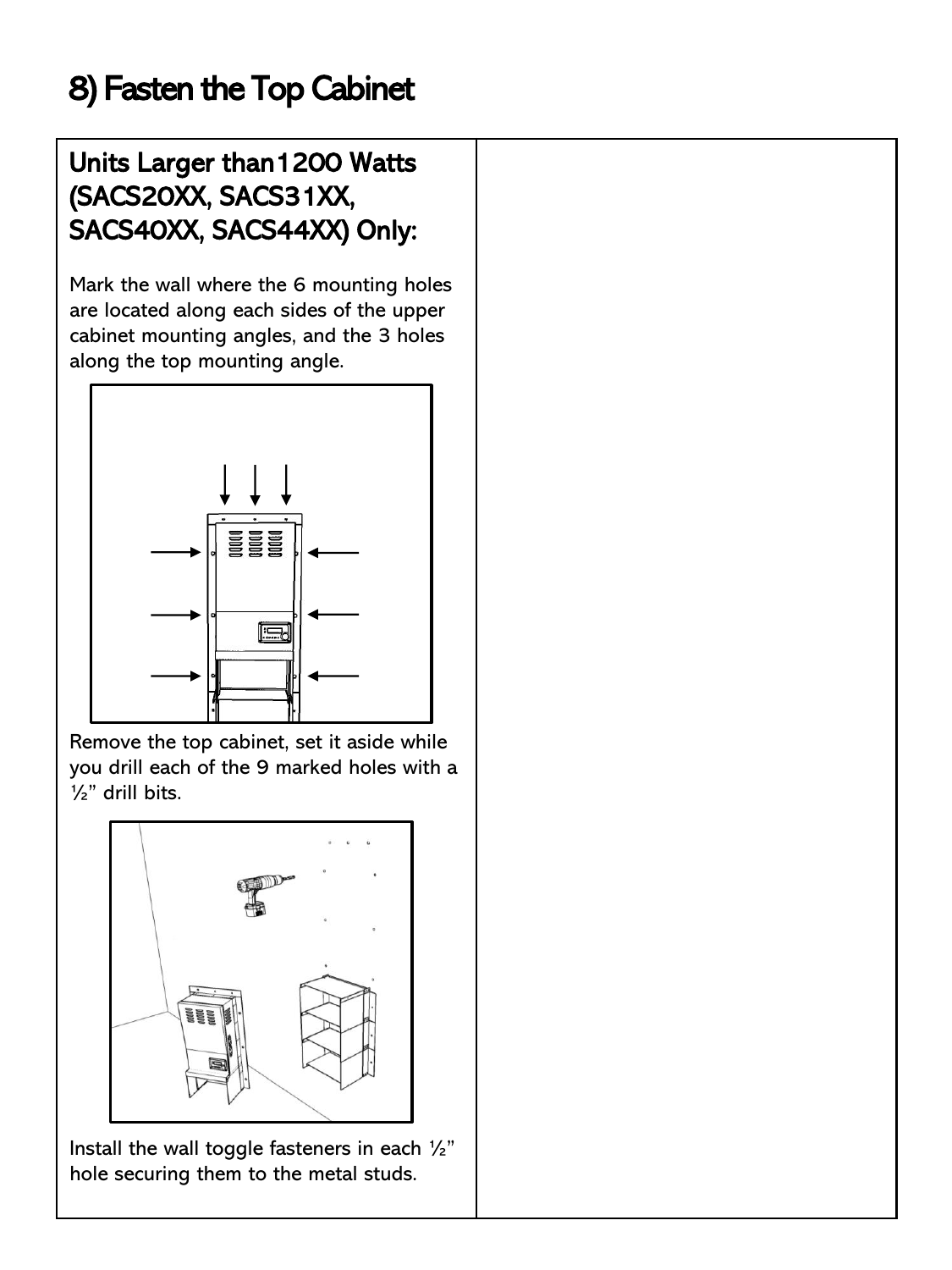# 8) Fasten the Top Cabinet

## Units Larger than1200 Watts (SACS20XX, SACS31XX, SACS40XX, SACS44XX) Only:

Mark the wall where the 6 mounting holes are located along each sides of the upper cabinet mounting angles, and the 3 holes along the top mounting angle.

Remove the top cabinet, set it aside while you drill each of the 9 marked holes with a ½" drill bits.

Install the wall toggle fasteners in each ½" hole securing them to the metal studs.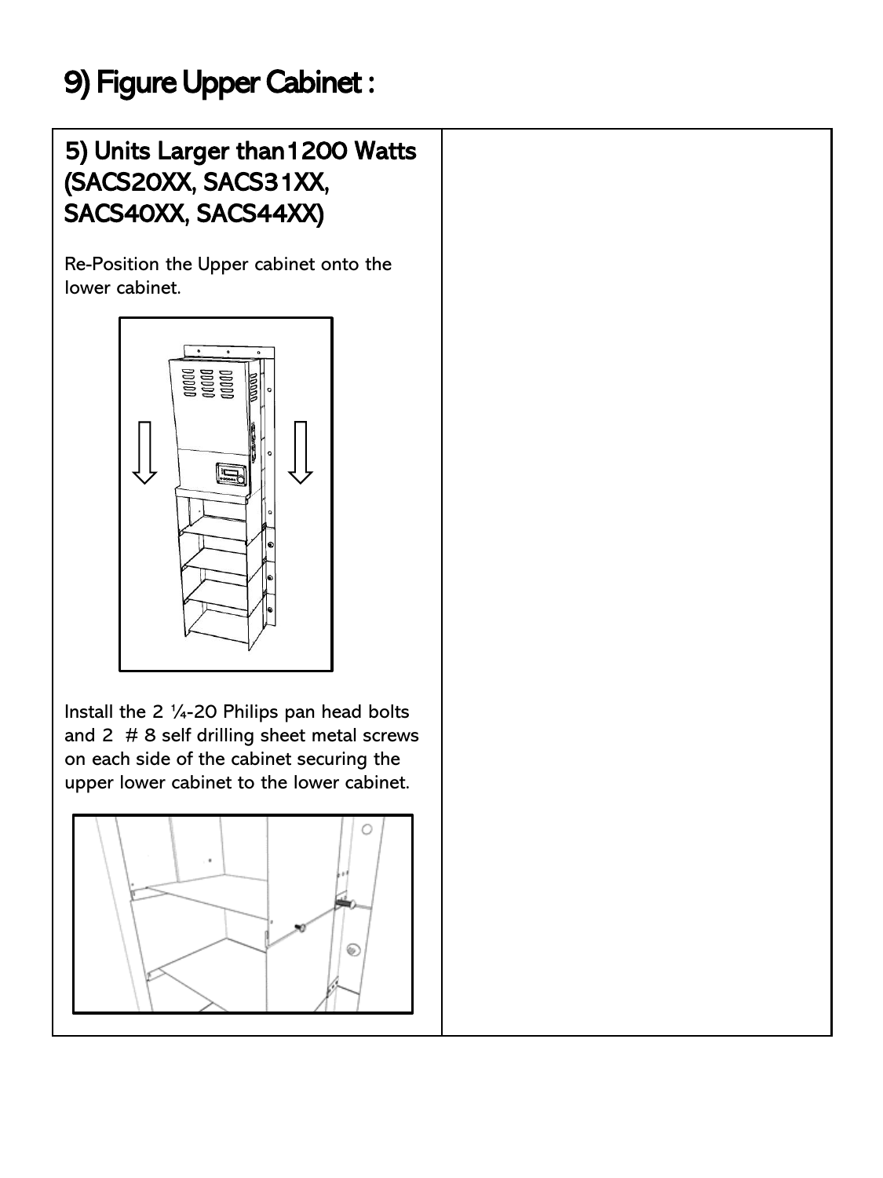# 9) Figure Upper Cabinet :

## 5) Units Larger than1200 Watts (SACS20XX, SACS31XX, SACS40XX, SACS44XX)

Re-Position the Upper cabinet onto the lower cabinet.

Install the 2 ¼-20 Philips pan head bolts and 2 # 8 self drilling sheet metal screws on each side of the cabinet securing the upper lower cabinet to the lower cabinet.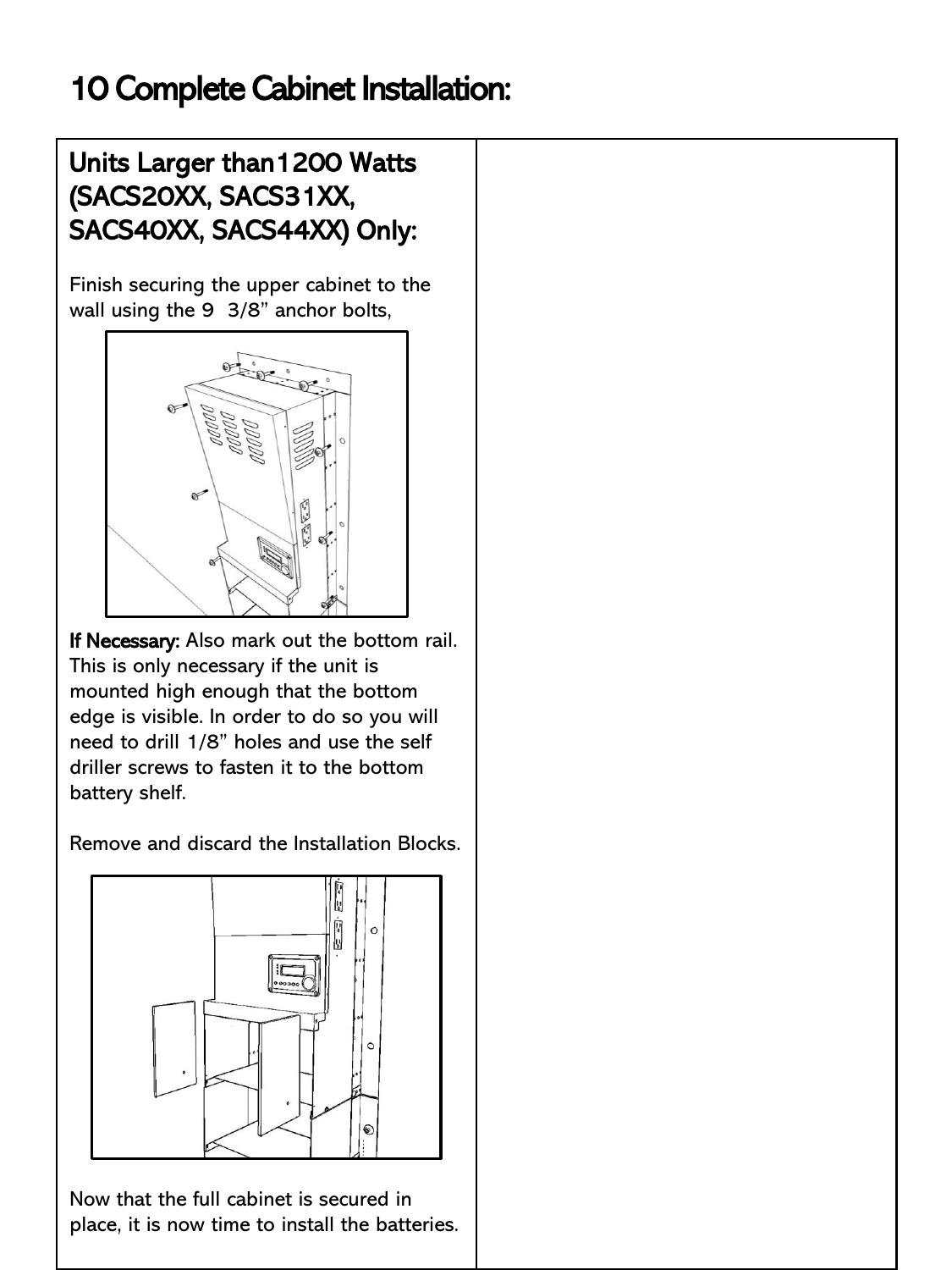# 10 Complete Cabinet Installation:

## Units Larger than1200 Watts (SACS20XX, SACS31XX, SACS40XX, SACS44XX) Only:

Finish securing the upper cabinet to the wall using the 9 3/8" anchor bolts,

**If Necessary:** Also mark out the bottom rail. This is only necessary if the unit is mounted high enough that the bottom edge is visible. In order to do so you will need to drill 1/8" holes and use the self driller screws to fasten it to the bottom battery shelf.

Remove and discard the Installation Blocks.

Now that the full cabinet is secured in place, it is now time to install the batteries.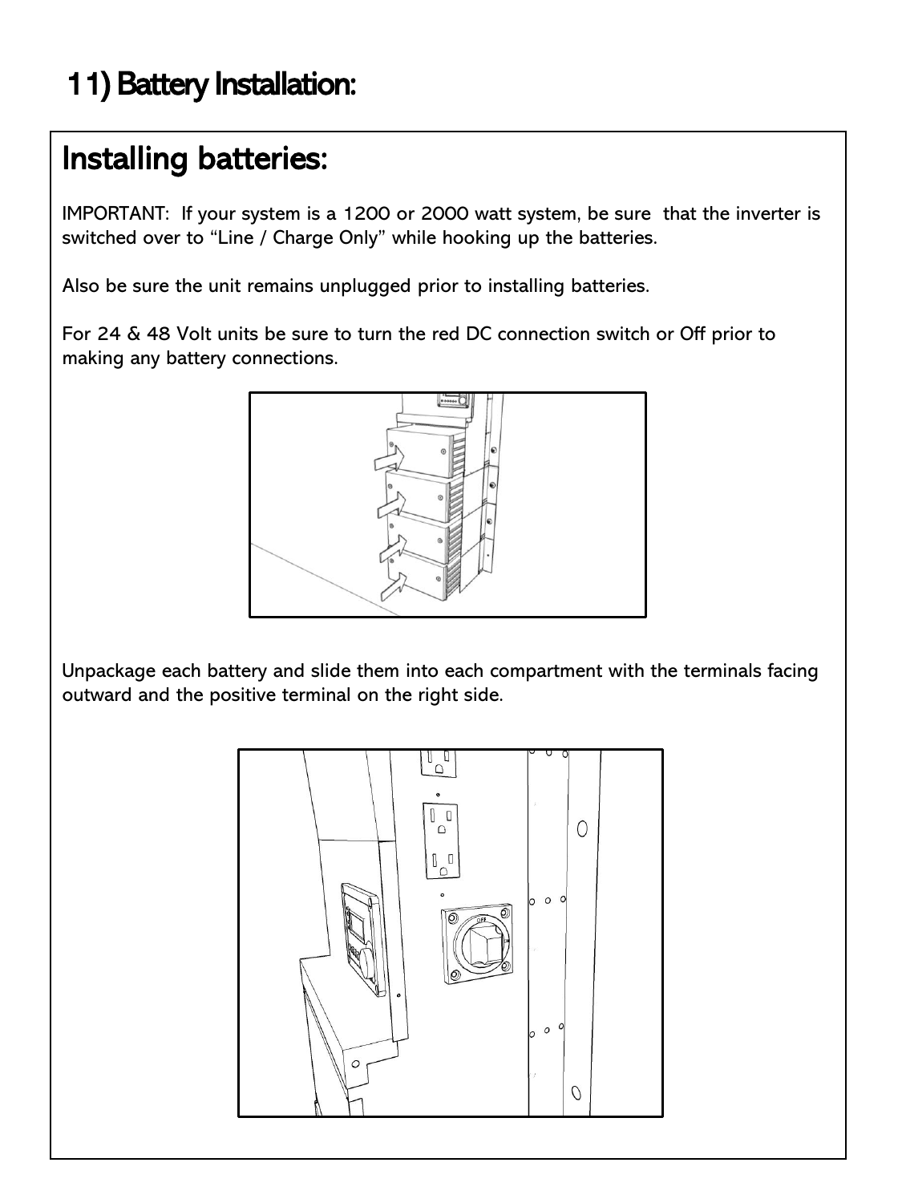# 11) Battery Installation:

## Installing batteries:

IMPORTANT: If your system is a 1200 or 2000 watt system, be sure that the inverter is switched over to “Line / Charge Only” while hooking up the batteries.

Also be sure the unit remains unplugged prior to installing batteries.

For 24 & 48 Volt units be sure to turn the red DC connection switch or Off prior to making any battery connections.

Unpackage each battery and slide them into each compartment with the terminals facing outward and the positive terminal on the right side.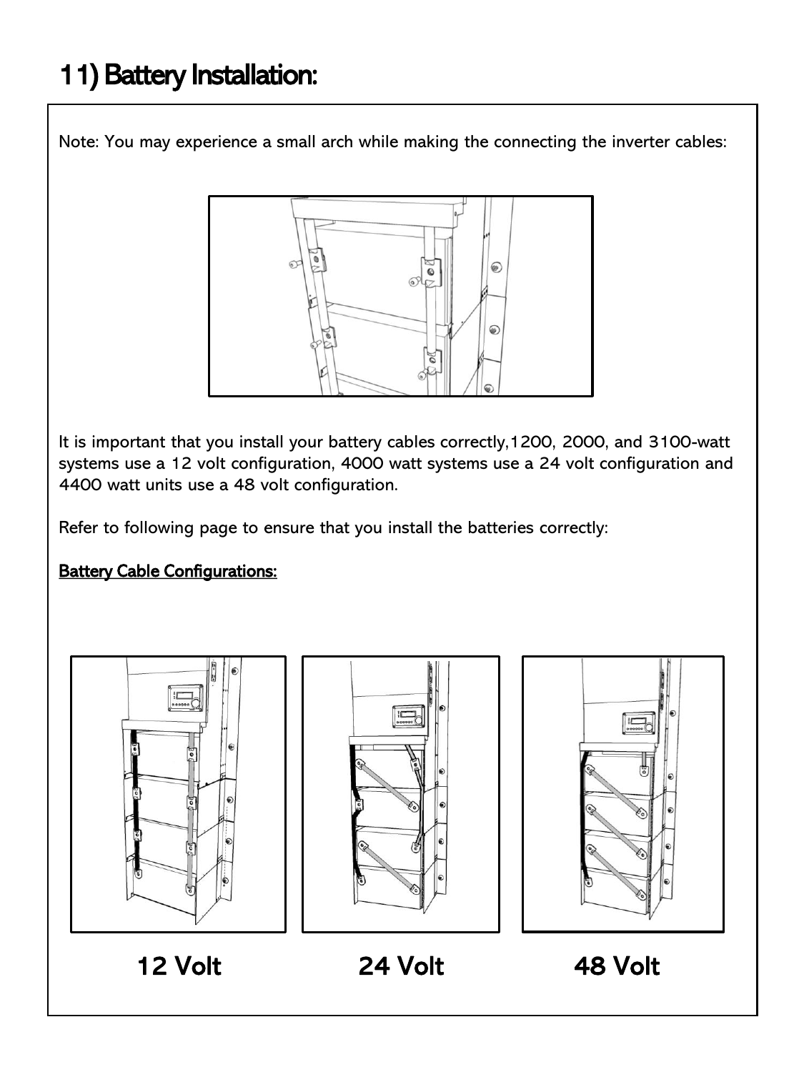# 11) Battery Installation:

Note: You may experience a small arch while making the connecting the inverter cables:

It is important that you install your battery cables correctly,1200, 2000, and 3100-watt systems use a 12 volt configuration, 4000 watt systems use a 24 volt configuration and 4400 watt units use a 48 volt configuration.

Refer to following page to ensure that you install the batteries correctly:

**Battery Cable Configurations:**

**12 Volt** **24 Volt** **48 Volt**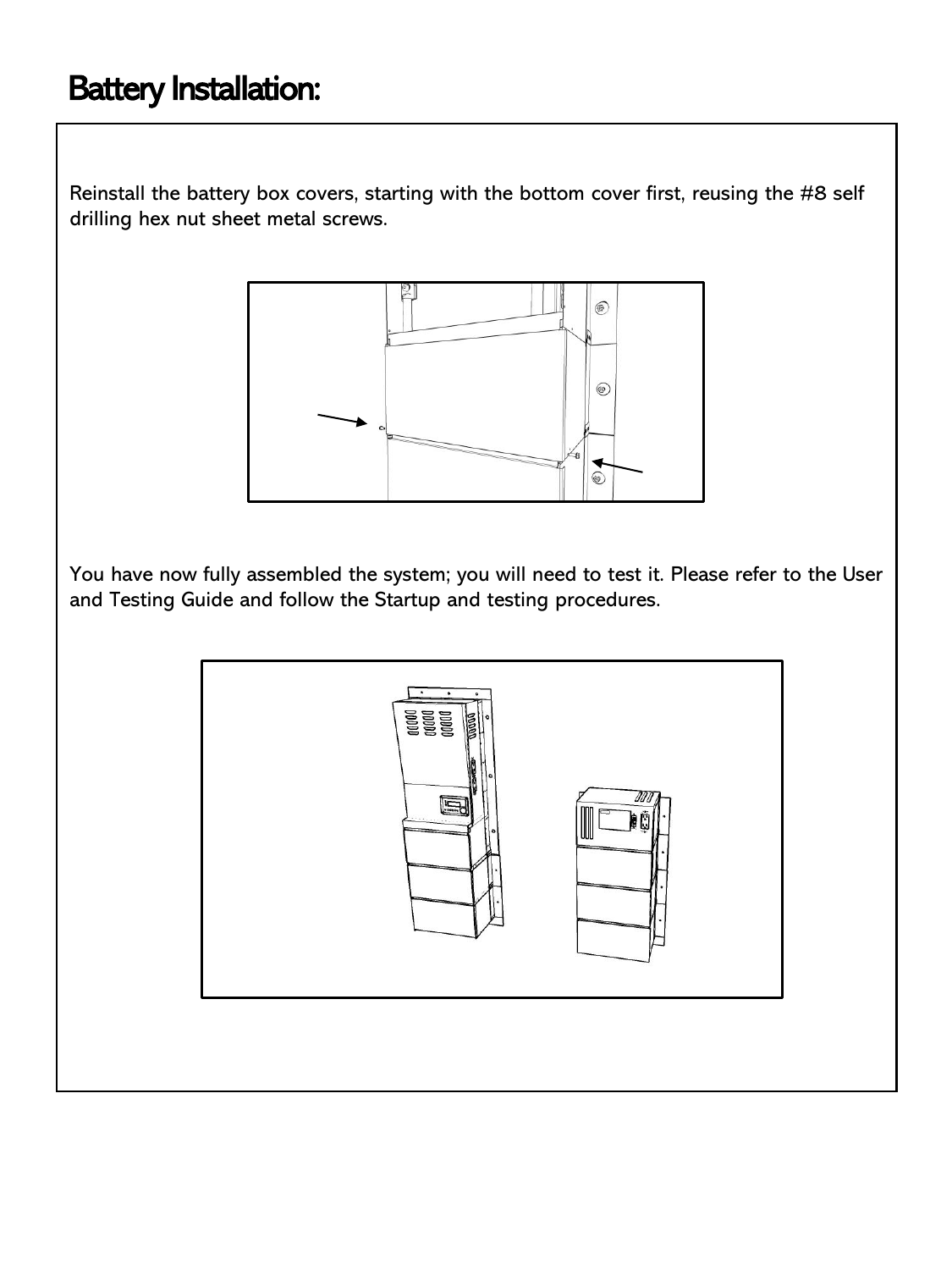# Battery Installation:

Reinstall the battery box covers, starting with the bottom cover first, reusing the #8 self drilling hex nut sheet metal screws.

You have now fully assembled the system; you will need to test it. Please refer to the User and Testing Guide and follow the Startup and testing procedures.